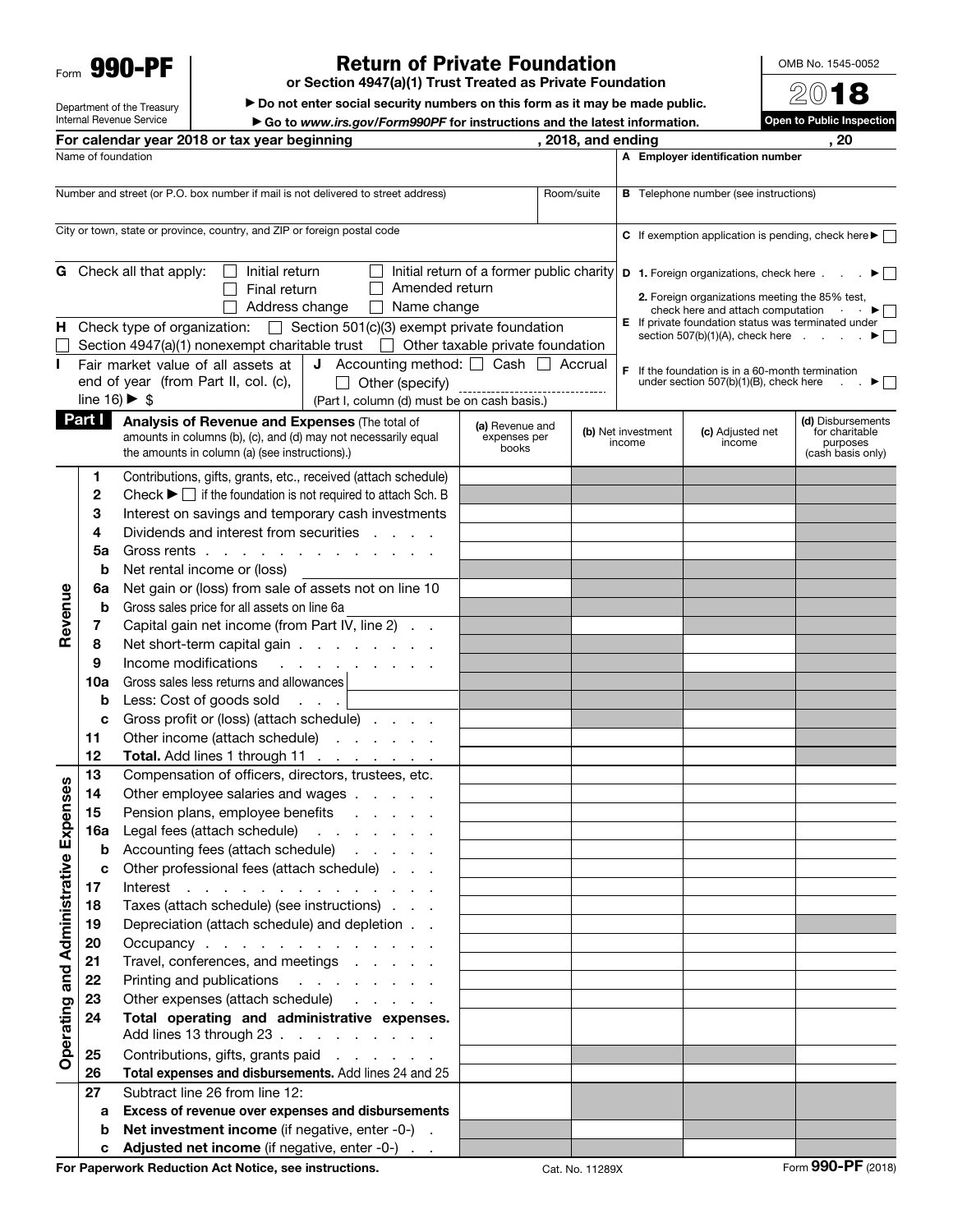Form **990-PF**

Department of the Treasury
Internal Revenue Service

# Return of Private Foundation

**or Section 4947(a)(1) Trust Treated as Private Foundation**

▶ **Do not enter social security numbers on this form as it may be made public.**

▶ **Go to** ***www.irs.gov/Form990PF*** **for instructions and the latest information.**

OMB No. 1545-0052

**2018**

**Open to Public Inspection**

**For calendar year 2018 or tax year beginning , 2018, and ending , 20**

Name of foundation

**A Employer identification number**

Number and street (or P.O. box number if mail is not delivered to street address) | Room/suite

**B** Telephone number (see instructions)

City or town, state or province, country, and ZIP or foreign postal code

**C** If exemption application is pending, check here ▶ ☐

**G** Check all that apply: ☐ Initial return ☐ Initial return of a former public charity ☐ Final return ☐ Amended return ☐ Address change ☐ Name change

**D 1.** Foreign organizations, check here . . . ▶ ☐

**2.** Foreign organizations meeting the 85% test, check here and attach computation . . ▶ ☐

**H** Check type of organization: ☐ Section 501(c)(3) exempt private foundation ☐ Section 4947(a)(1) nonexempt charitable trust ☐ Other taxable private foundation

**E** If private foundation status was terminated under section 507(b)(1)(A), check here . . . . . ▶ ☐

**I** Fair market value of all assets at end of year (from Part II, col. (c), line 16) ▶ $

**J** Accounting method: ☐ Cash ☐ Accrual ☐ Other (specify) (Part I, column (d) must be on cash basis.)

**F** If the foundation is in a 60-month termination under section 507(b)(1)(B), check here . . ▶ ☐

**Part I** **Analysis of Revenue and Expenses** (The total of amounts in columns (b), (c), and (d) may not necessarily equal the amounts in column (a) (see instructions).)

| | | | (a) Revenue and expenses per books | (b) Net investment income | (c) Adjusted net income | (d) Disbursements for charitable purposes (cash basis only) |
|---|---|---|---|---|---|---|
| Revenue | 1 | Contributions, gifts, grants, etc., received (attach schedule) | | | | |
| | 2 | Check ▶ ☐ if the foundation is not required to attach Sch. B | | | | |
| | 3 | Interest on savings and temporary cash investments | | | | |
| | 4 | Dividends and interest from securities . . . . | | | | |
| | 5a | Gross rents . . . . . . . . . . . . . . | | | | |
| | b | Net rental income or (loss) | | | | |
| | 6a | Net gain or (loss) from sale of assets not on line 10 | | | | |
| | b | Gross sales price for all assets on line 6a | | | | |
| | 7 | Capital gain net income (from Part IV, line 2) . . | | | | |
| | 8 | Net short-term capital gain . . . . . . . . | | | | |
| | 9 | Income modifications . . . . . . . . . | | | | |
| | 10a | Gross sales less returns and allowances | | | | |
| | b | Less: Cost of goods sold . . . | | | | |
| | c | Gross profit or (loss) (attach schedule) . . . . | | | | |
| | 11 | Other income (attach schedule) . . . . . | | | | |
| | 12 | **Total.** Add lines 1 through 11 . . . . . . . | | | | |
| Operating and Administrative Expenses | 13 | Compensation of officers, directors, trustees, etc. | | | | |
| | 14 | Other employee salaries and wages . . . . . | | | | |
| | 15 | Pension plans, employee benefits . . . . . | | | | |
| | 16a | Legal fees (attach schedule) . . . . . . | | | | |
| | b | Accounting fees (attach schedule) . . . . . | | | | |
| | c | Other professional fees (attach schedule) . . . | | | | |
| | 17 | Interest . . . . . . . . . . . . . . . | | | | |
| | 18 | Taxes (attach schedule) (see instructions) . . . | | | | |
| | 19 | Depreciation (attach schedule) and depletion . . | | | | |
| | 20 | Occupancy . . . . . . . . . . . . . . | | | | |
| | 21 | Travel, conferences, and meetings . . . . . | | | | |
| | 22 | Printing and publications . . . . . . . . | | | | |
| | 23 | Other expenses (attach schedule) . . . . . | | | | |
| | 24 | **Total operating and administrative expenses.** Add lines 13 through 23 . . . . . . . . . | | | | |
| | 25 | Contributions, gifts, grants paid . . . . . . | | | | |
| | 26 | **Total expenses and disbursements.** Add lines 24 and 25 | | | | |
| | 27 | Subtract line 26 from line 12: | | | | |
| | a | **Excess of revenue over expenses and disbursements** | | | | |
| | b | **Net investment income** (if negative, enter -0-) . | | | | |
| | c | **Adjusted net income** (if negative, enter -0-) . . | | | | |

**For Paperwork Reduction Act Notice, see instructions.** Cat. No. 11289X Form **990-PF** (2018)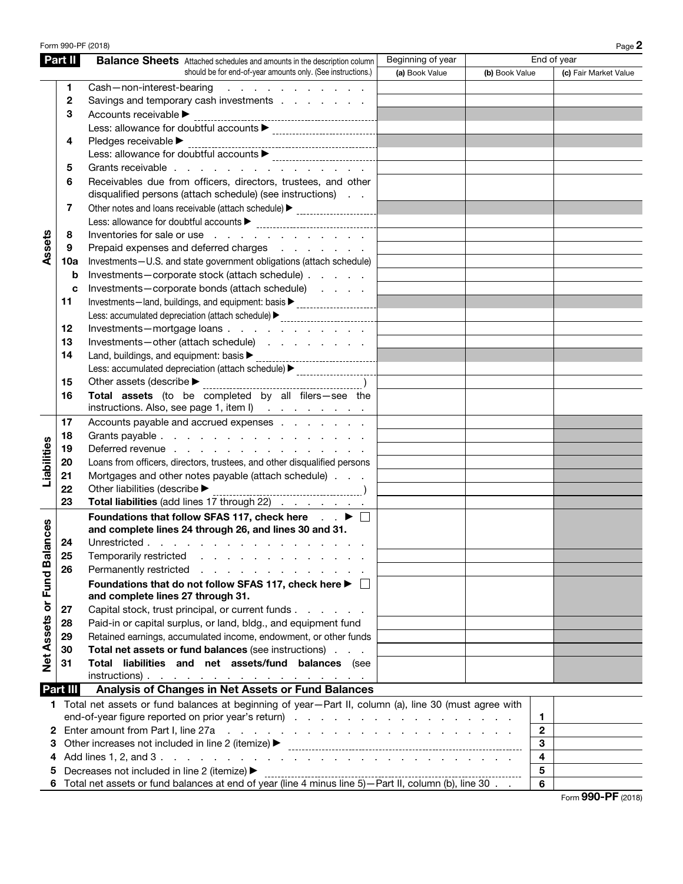Form 990-PF (2018)

## Part II Balance Sheets

Attached schedules and amounts in the description column should be for end-of-year amounts only. (See instructions.)

| | | | Beginning of year | End of year | |
|---|---|---|---|---|---|
| | | | (a) Book Value | (b) Book Value | (c) Fair Market Value |
| Assets | 1 | Cash—non-interest-bearing | | | |
| | 2 | Savings and temporary cash investments | | | |
| | 3 | Accounts receivable ▶ | | | |
| | | Less: allowance for doubtful accounts ▶ | | | |
| | 4 | Pledges receivable ▶ | | | |
| | | Less: allowance for doubtful accounts ▶ | | | |
| | 5 | Grants receivable | | | |
| | 6 | Receivables due from officers, directors, trustees, and other disqualified persons (attach schedule) (see instructions) | | | |
| | 7 | Other notes and loans receivable (attach schedule) ▶ | | | |
| | | Less: allowance for doubtful accounts ▶ | | | |
| | 8 | Inventories for sale or use | | | |
| | 9 | Prepaid expenses and deferred charges | | | |
| | 10a | Investments—U.S. and state government obligations (attach schedule) | | | |
| | b | Investments—corporate stock (attach schedule) | | | |
| | c | Investments—corporate bonds (attach schedule) | | | |
| | 11 | Investments—land, buildings, and equipment: basis ▶ | | | |
| | | Less: accumulated depreciation (attach schedule) ▶ | | | |
| | 12 | Investments—mortgage loans | | | |
| | 13 | Investments—other (attach schedule) | | | |
| | 14 | Land, buildings, and equipment: basis ▶ | | | |
| | | Less: accumulated depreciation (attach schedule) ▶ | | | |
| | 15 | Other assets (describe ▶ ) | | | |
| | 16 | **Total assets** (to be completed by all filers—see the instructions. Also, see page 1, item I) | | | |
| Liabilities | 17 | Accounts payable and accrued expenses | | | |
| | 18 | Grants payable | | | |
| | 19 | Deferred revenue | | | |
| | 20 | Loans from officers, directors, trustees, and other disqualified persons | | | |
| | 21 | Mortgages and other notes payable (attach schedule) | | | |
| | 22 | Other liabilities (describe ▶ ) | | | |
| | 23 | **Total liabilities** (add lines 17 through 22) | | | |
| Net Assets or Fund Balances | | **Foundations that follow SFAS 117, check here ▶ ☐ and complete lines 24 through 26, and lines 30 and 31.** | | | |
| | 24 | Unrestricted | | | |
| | 25 | Temporarily restricted | | | |
| | 26 | Permanently restricted | | | |
| | | **Foundations that do not follow SFAS 117, check here ▶ ☐ and complete lines 27 through 31.** | | | |
| | 27 | Capital stock, trust principal, or current funds | | | |
| | 28 | Paid-in or capital surplus, or land, bldg., and equipment fund | | | |
| | 29 | Retained earnings, accumulated income, endowment, or other funds | | | |
| | 30 | **Total net assets or fund balances** (see instructions) | | | |
| | 31 | **Total liabilities and net assets/fund balances** (see instructions) | | | |

## Part III Analysis of Changes in Net Assets or Fund Balances

| | | | |
|---|---|---|---|
| 1 | Total net assets or fund balances at beginning of year—Part II, column (a), line 30 (must agree with end-of-year figure reported on prior year's return) | 1 | |
| 2 | Enter amount from Part I, line 27a | 2 | |
| 3 | Other increases not included in line 2 (itemize) ▶ | 3 | |
| 4 | Add lines 1, 2, and 3 | 4 | |
| 5 | Decreases not included in line 2 (itemize) ▶ | 5 | |
| 6 | Total net assets or fund balances at end of year (line 4 minus line 5)—Part II, column (b), line 30 | 6 | |

Form **990-PF** (2018)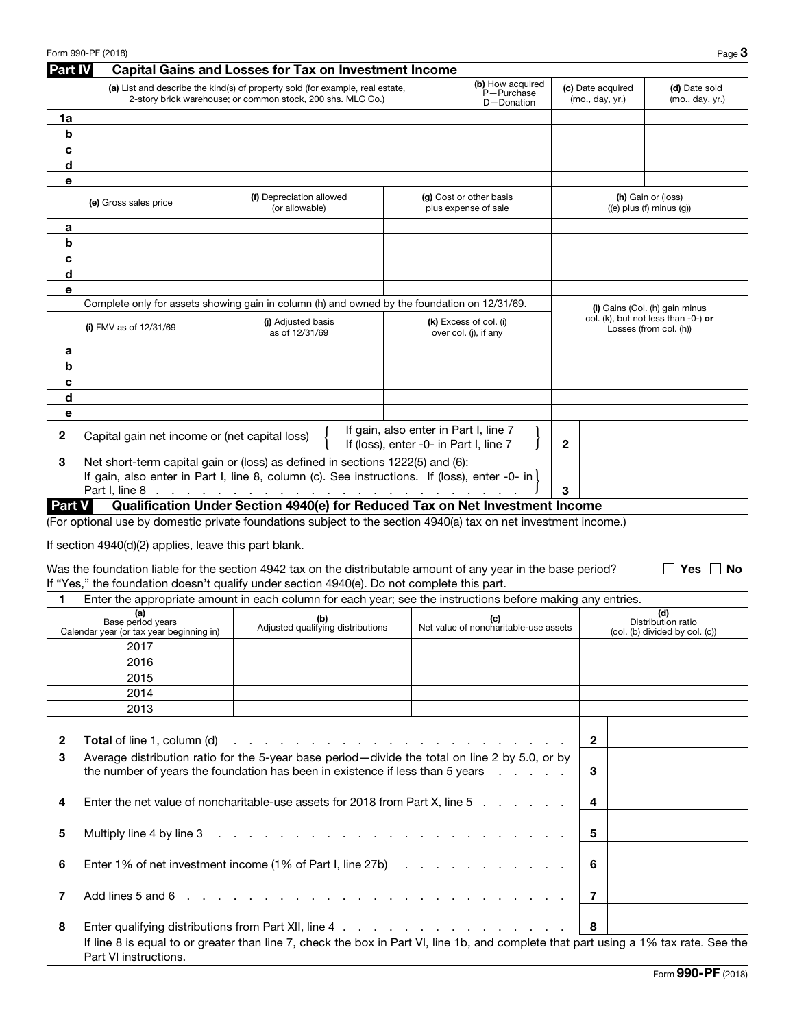Form 990-PF (2018)

## Part IV Capital Gains and Losses for Tax on Investment Income

| | (a) List and describe the kind(s) of property sold (for example, real estate, 2-story brick warehouse; or common stock, 200 shs. MLC Co.) | (b) How acquired P—Purchase D—Donation | (c) Date acquired (mo., day, yr.) | (d) Date sold (mo., day, yr.) |
|---|---|---|---|---|
| 1a | | | | |
| b | | | | |
| c | | | | |
| d | | | | |
| e | | | | |

| | (e) Gross sales price | (f) Depreciation allowed (or allowable) | (g) Cost or other basis plus expense of sale | (h) Gain or (loss) ((e) plus (f) minus (g)) |
|---|---|---|---|---|
| a | | | | |
| b | | | | |
| c | | | | |
| d | | | | |
| e | | | | |

Complete only for assets showing gain in column (h) and owned by the foundation on 12/31/69.

| | (i) FMV as of 12/31/69 | (j) Adjusted basis as of 12/31/69 | (k) Excess of col. (i) over col. (j), if any | (l) Gains (Col. (h) gain minus col. (k), but not less than -0-) **or** Losses (from col. (h)) |
|---|---|---|---|---|
| a | | | | |
| b | | | | |
| c | | | | |
| d | | | | |
| e | | | | |

**2** Capital gain net income or (net capital loss) { If gain, also enter in Part I, line 7; If (loss), enter -0- in Part I, line 7 } **2**

**3** Net short-term capital gain or (loss) as defined in sections 1222(5) and (6): If gain, also enter in Part I, line 8, column (c). See instructions. If (loss), enter -0- in Part I, line 8 . . . **3**

## Part V Qualification Under Section 4940(e) for Reduced Tax on Net Investment Income

(For optional use by domestic private foundations subject to the section 4940(a) tax on net investment income.)

If section 4940(d)(2) applies, leave this part blank.

Was the foundation liable for the section 4942 tax on the distributable amount of any year in the base period? ☐ **Yes** ☐ **No**

If "Yes," the foundation doesn't qualify under section 4940(e). Do not complete this part.

**1** Enter the appropriate amount in each column for each year; see the instructions before making any entries.

| (a) Base period years Calendar year (or tax year beginning in) | (b) Adjusted qualifying distributions | (c) Net value of noncharitable-use assets | (d) Distribution ratio (col. (b) divided by col. (c)) |
|---|---|---|---|
| 2017 | | | |
| 2016 | | | |
| 2015 | | | |
| 2014 | | | |
| 2013 | | | |

| | | | |
|---|---|---|---|
| **2** | **Total** of line 1, column (d) . . . | **2** | |
| **3** | Average distribution ratio for the 5-year base period—divide the total on line 2 by 5.0, or by the number of years the foundation has been in existence if less than 5 years . . . | **3** | |
| **4** | Enter the net value of noncharitable-use assets for 2018 from Part X, line 5 . . . | **4** | |
| **5** | Multiply line 4 by line 3 . . . | **5** | |
| **6** | Enter 1% of net investment income (1% of Part I, line 27b) . . . | **6** | |
| **7** | Add lines 5 and 6 . . . | **7** | |
| **8** | Enter qualifying distributions from Part XII, line 4 . . . | **8** | |

If line 8 is equal to or greater than line 7, check the box in Part VI, line 1b, and complete that part using a 1% tax rate. See the Part VI instructions.

Form **990-PF** (2018)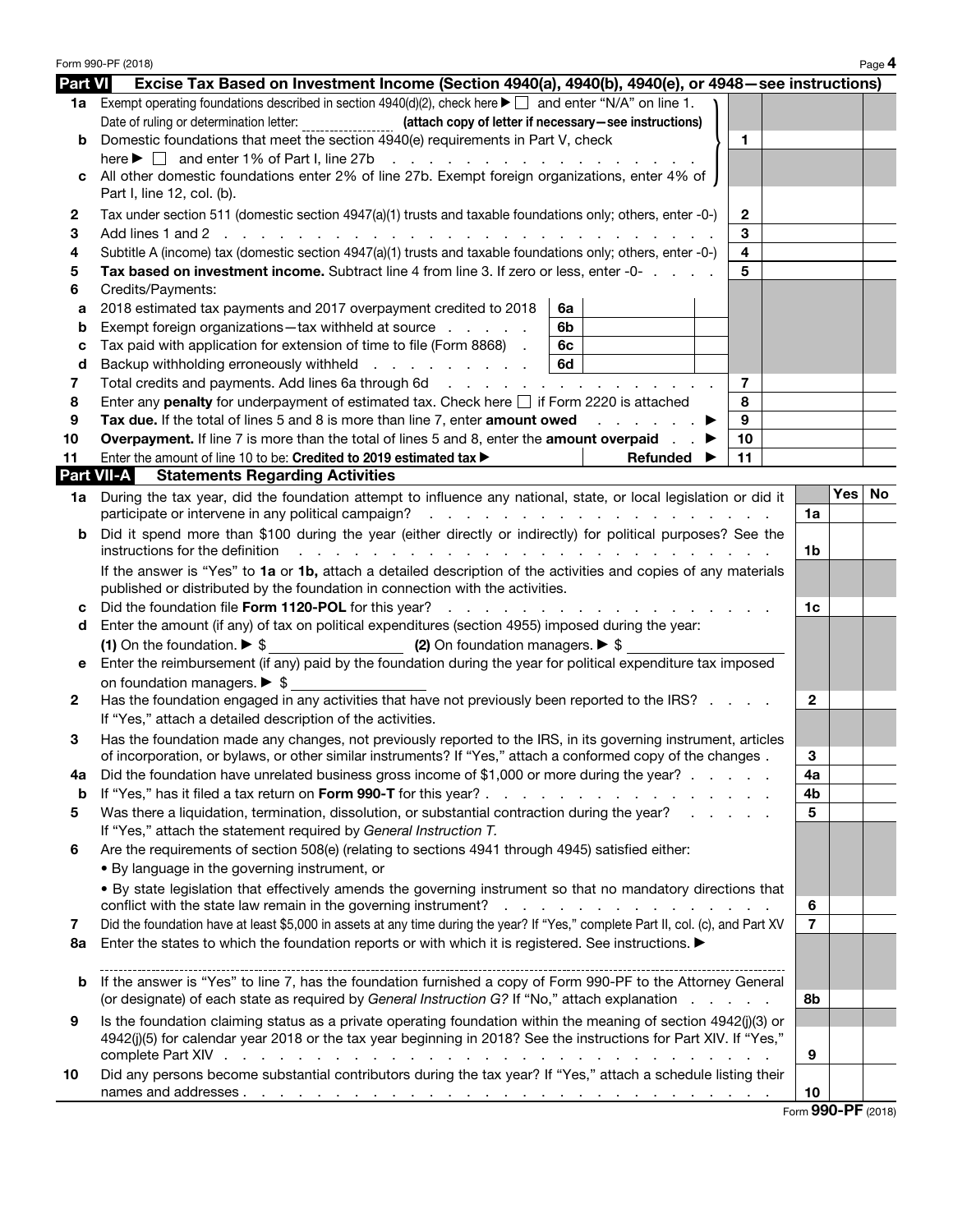Form 990-PF (2018)

## Part VI — Excise Tax Based on Investment Income (Section 4940(a), 4940(b), 4940(e), or 4948—see instructions)

| | | | | | |
|---|---|---|---|---|---|
| **1a** | Exempt operating foundations described in section 4940(d)(2), check here ▶ ☐ and enter "N/A" on line 1. | | | | |
| | Date of ruling or determination letter: ________ **(attach copy of letter if necessary—see instructions)** | | | | |
| **b** | Domestic foundations that meet the section 4940(e) requirements in Part V, check here ▶ ☐ and enter 1% of Part I, line 27b | | | **1** | |
| **c** | All other domestic foundations enter 2% of line 27b. Exempt foreign organizations, enter 4% of Part I, line 12, col. (b). | | | | |
| **2** | Tax under section 511 (domestic section 4947(a)(1) trusts and taxable foundations only; others, enter -0-) | | | **2** | |
| **3** | Add lines 1 and 2 | | | **3** | |
| **4** | Subtitle A (income) tax (domestic section 4947(a)(1) trusts and taxable foundations only; others, enter -0-) | | | **4** | |
| **5** | **Tax based on investment income.** Subtract line 4 from line 3. If zero or less, enter -0- | | | **5** | |
| **6** | Credits/Payments: | | | | |
| **a** | 2018 estimated tax payments and 2017 overpayment credited to 2018 | **6a** | | | |
| **b** | Exempt foreign organizations—tax withheld at source | **6b** | | | |
| **c** | Tax paid with application for extension of time to file (Form 8868) | **6c** | | | |
| **d** | Backup withholding erroneously withheld | **6d** | | | |
| **7** | Total credits and payments. Add lines 6a through 6d | | | **7** | |
| **8** | Enter any **penalty** for underpayment of estimated tax. Check here ☐ if Form 2220 is attached | | | **8** | |
| **9** | **Tax due.** If the total of lines 5 and 8 is more than line 7, enter **amount owed** ▶ | | | **9** | |
| **10** | **Overpayment.** If line 7 is more than the total of lines 5 and 8, enter the **amount overpaid** ▶ | | | **10** | |
| **11** | Enter the amount of line 10 to be: **Credited to 2019 estimated tax** ▶ | | **Refunded** ▶ | **11** | |

## Part VII-A — Statements Regarding Activities

| | | | Yes | No |
|---|---|---|---|---|
| **1a** | During the tax year, did the foundation attempt to influence any national, state, or local legislation or did it participate or intervene in any political campaign? | **1a** | | |
| **b** | Did it spend more than $100 during the year (either directly or indirectly) for political purposes? See the instructions for the definition | **1b** | | |
| | If the answer is "Yes" to **1a** or **1b,** attach a detailed description of the activities and copies of any materials published or distributed by the foundation in connection with the activities. | | | |
| **c** | Did the foundation file **Form 1120-POL** for this year? | **1c** | | |
| **d** | Enter the amount (if any) of tax on political expenditures (section 4955) imposed during the year: **(1)** On the foundation. ▶ $ ________ **(2)** On foundation managers. ▶ $ ________ | | | |
| **e** | Enter the reimbursement (if any) paid by the foundation during the year for political expenditure tax imposed on foundation managers. ▶ $ ________ | | | |
| **2** | Has the foundation engaged in any activities that have not previously been reported to the IRS? If "Yes," attach a detailed description of the activities. | **2** | | |
| **3** | Has the foundation made any changes, not previously reported to the IRS, in its governing instrument, articles of incorporation, or bylaws, or other similar instruments? If "Yes," attach a conformed copy of the changes | **3** | | |
| **4a** | Did the foundation have unrelated business gross income of $1,000 or more during the year? | **4a** | | |
| **b** | If "Yes," has it filed a tax return on **Form 990-T** for this year? | **4b** | | |
| **5** | Was there a liquidation, termination, dissolution, or substantial contraction during the year? If "Yes," attach the statement required by *General Instruction T.* | **5** | | |
| **6** | Are the requirements of section 508(e) (relating to sections 4941 through 4945) satisfied either: • By language in the governing instrument, or • By state legislation that effectively amends the governing instrument so that no mandatory directions that conflict with the state law remain in the governing instrument? | **6** | | |
| **7** | Did the foundation have at least $5,000 in assets at any time during the year? If "Yes," complete Part II, col. (c), and Part XV | **7** | | |
| **8a** | Enter the states to which the foundation reports or with which it is registered. See instructions. ▶ ________ | | | |
| **b** | If the answer is "Yes" to line 7, has the foundation furnished a copy of Form 990-PF to the Attorney General (or designate) of each state as required by *General Instruction G?* If "No," attach explanation | **8b** | | |
| **9** | Is the foundation claiming status as a private operating foundation within the meaning of section 4942(j)(3) or 4942(j)(5) for calendar year 2018 or the tax year beginning in 2018? See the instructions for Part XIV. If "Yes," complete Part XIV | **9** | | |
| **10** | Did any persons become substantial contributors during the tax year? If "Yes," attach a schedule listing their names and addresses | **10** | | |

Form **990-PF** (2018)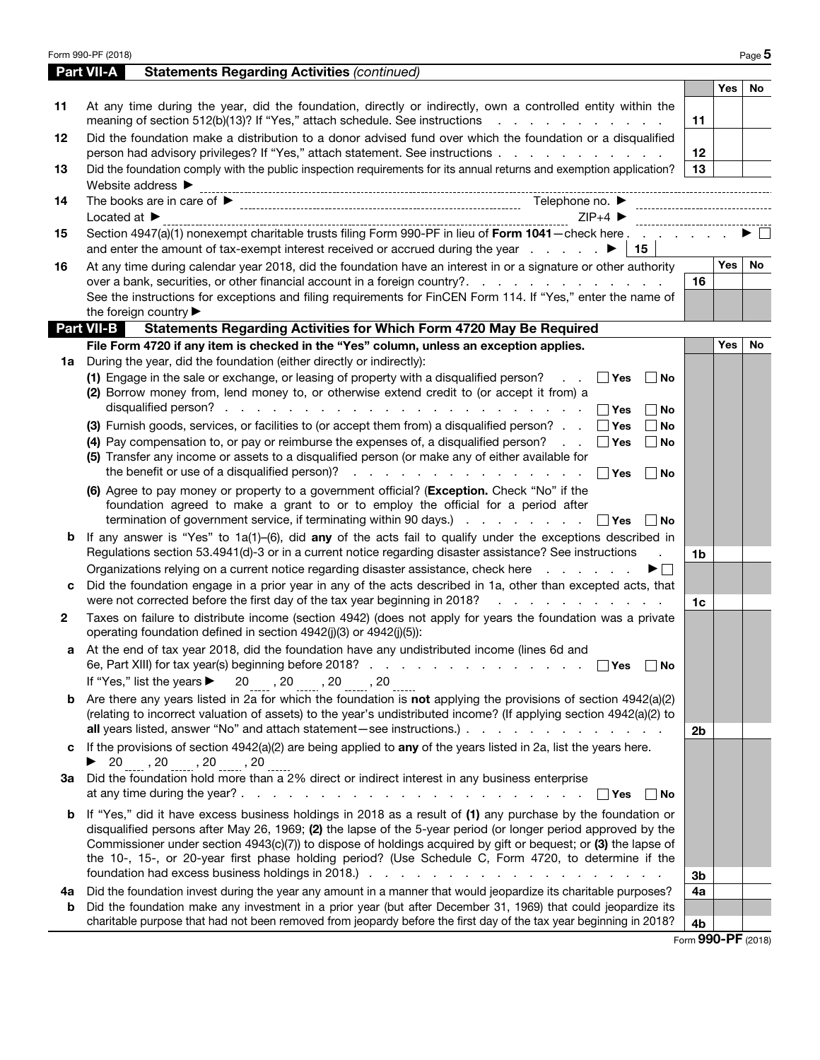## Part VII-A Statements Regarding Activities *(continued)*

| | | | Yes | No |
|---|---|---|---|---|
| **11** | At any time during the year, did the foundation, directly or indirectly, own a controlled entity within the meaning of section 512(b)(13)? If "Yes," attach schedule. See instructions | **11** | | |
| **12** | Did the foundation make a distribution to a donor advised fund over which the foundation or a disqualified person had advisory privileges? If "Yes," attach statement. See instructions | **12** | | |
| **13** | Did the foundation comply with the public inspection requirements for its annual returns and exemption application? | **13** | | |
| | Website address ▶ | | | |
| **14** | The books are in care of ▶ Telephone no. ▶ | | | |
| | Located at ▶ ZIP+4 ▶ | | | |
| **15** | Section 4947(a)(1) nonexempt charitable trusts filing Form 990-PF in lieu of **Form 1041**—check here ▶ ☐ | | | |
| | and enter the amount of tax-exempt interest received or accrued during the year ▶ **15** | | | |
| | | | **Yes** | **No** |
| **16** | At any time during calendar year 2018, did the foundation have an interest in or a signature or other authority over a bank, securities, or other financial account in a foreign country? | **16** | | |
| | See the instructions for exceptions and filing requirements for FinCEN Form 114. If "Yes," enter the name of the foreign country ▶ | | | |

## Part VII-B Statements Regarding Activities for Which Form 4720 May Be Required

| | | | Yes | No |
|---|---|---|---|---|
| | **File Form 4720 if any item is checked in the "Yes" column, unless an exception applies.** | | | |
| **1a** | During the year, did the foundation (either directly or indirectly): | | | |
| | **(1)** Engage in the sale or exchange, or leasing of property with a disqualified person? ☐ Yes ☐ No | | | |
| | **(2)** Borrow money from, lend money to, or otherwise extend credit to (or accept it from) a disqualified person? ☐ Yes ☐ No | | | |
| | **(3)** Furnish goods, services, or facilities to (or accept them from) a disqualified person? ☐ Yes ☐ No | | | |
| | **(4)** Pay compensation to, or pay or reimburse the expenses of, a disqualified person? ☐ Yes ☐ No | | | |
| | **(5)** Transfer any income or assets to a disqualified person (or make any of either available for the benefit or use of a disqualified person)? ☐ Yes ☐ No | | | |
| | **(6)** Agree to pay money or property to a government official? (**Exception.** Check "No" if the foundation agreed to make a grant to or to employ the official for a period after termination of government service, if terminating within 90 days.) ☐ Yes ☐ No | | | |
| **b** | If any answer is "Yes" to 1a(1)–(6), did **any** of the acts fail to qualify under the exceptions described in Regulations section 53.4941(d)-3 or in a current notice regarding disaster assistance? See instructions | **1b** | | |
| | Organizations relying on a current notice regarding disaster assistance, check here ▶ ☐ | | | |
| **c** | Did the foundation engage in a prior year in any of the acts described in 1a, other than excepted acts, that were not corrected before the first day of the tax year beginning in 2018? | **1c** | | |
| **2** | Taxes on failure to distribute income (section 4942) (does not apply for years the foundation was a private operating foundation defined in section 4942(j)(3) or 4942(j)(5)): | | | |
| **a** | At the end of tax year 2018, did the foundation have any undistributed income (lines 6d and 6e, Part XIII) for tax year(s) beginning before 2018? ☐ Yes ☐ No | | | |
| | If "Yes," list the years ▶ 20\_\_\_ , 20\_\_\_ , 20\_\_\_ , 20\_\_\_ | | | |
| **b** | Are there any years listed in 2a for which the foundation is **not** applying the provisions of section 4942(a)(2) (relating to incorrect valuation of assets) to the year's undistributed income? (If applying section 4942(a)(2) to **all** years listed, answer "No" and attach statement—see instructions.) | **2b** | | |
| **c** | If the provisions of section 4942(a)(2) are being applied to **any** of the years listed in 2a, list the years here. | | | |
| | ▶ 20\_\_\_ , 20\_\_\_ , 20\_\_\_ , 20\_\_\_ | | | |
| **3a** | Did the foundation hold more than a 2% direct or indirect interest in any business enterprise at any time during the year? ☐ Yes ☐ No | | | |
| **b** | If "Yes," did it have excess business holdings in 2018 as a result of **(1)** any purchase by the foundation or disqualified persons after May 26, 1969; **(2)** the lapse of the 5-year period (or longer period approved by the Commissioner under section 4943(c)(7)) to dispose of holdings acquired by gift or bequest; or **(3)** the lapse of the 10-, 15-, or 20-year first phase holding period? (Use Schedule C, Form 4720, to determine if the foundation had excess business holdings in 2018.) | **3b** | | |
| **4a** | Did the foundation invest during the year any amount in a manner that would jeopardize its charitable purposes? | **4a** | | |
| **b** | Did the foundation make any investment in a prior year (but after December 31, 1969) that could jeopardize its charitable purpose that had not been removed from jeopardy before the first day of the tax year beginning in 2018? | **4b** | | |

Form **990-PF** (2018)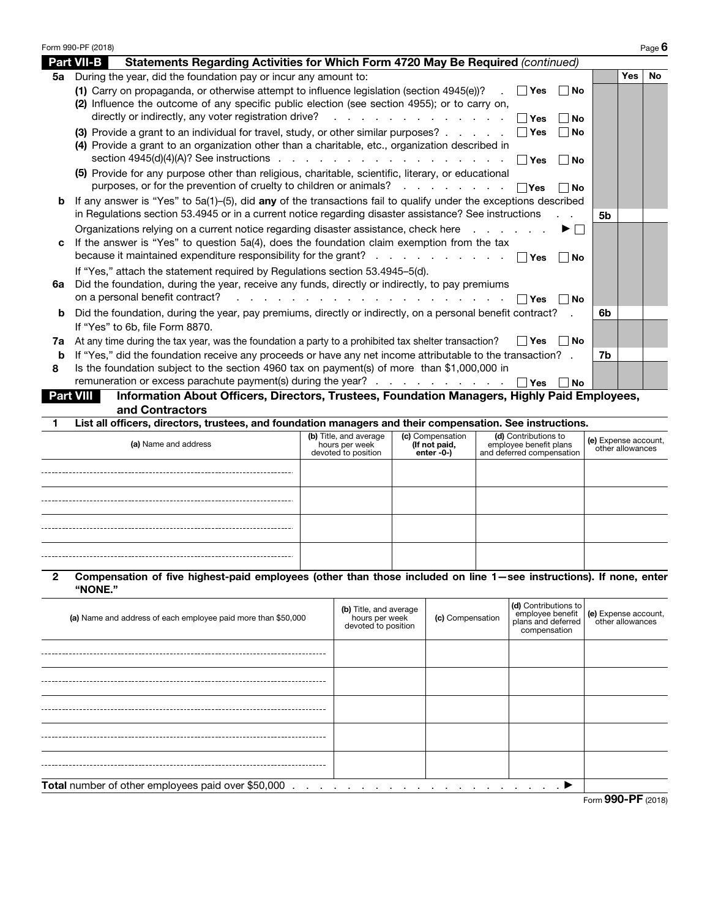Form 990-PF (2018)

## Part VII-B Statements Regarding Activities for Which Form 4720 May Be Required *(continued)*

| | | | Yes | No |
|---|---|---|---|---|
| **5a** | During the year, did the foundation pay or incur any amount to: | | | |
| | **(1)** Carry on propaganda, or otherwise attempt to influence legislation (section 4945(e))? ☐ Yes ☐ No | | | |
| | **(2)** Influence the outcome of any specific public election (see section 4955); or to carry on, directly or indirectly, any voter registration drive? ☐ Yes ☐ No | | | |
| | **(3)** Provide a grant to an individual for travel, study, or other similar purposes? ☐ Yes ☐ No | | | |
| | **(4)** Provide a grant to an organization other than a charitable, etc., organization described in section 4945(d)(4)(A)? See instructions ☐ Yes ☐ No | | | |
| | **(5)** Provide for any purpose other than religious, charitable, scientific, literary, or educational purposes, or for the prevention of cruelty to children or animals? ☐ Yes ☐ No | | | |
| **b** | If any answer is "Yes" to 5a(1)–(5), did **any** of the transactions fail to qualify under the exceptions described in Regulations section 53.4945 or in a current notice regarding disaster assistance? See instructions | 5b | | |
| | Organizations relying on a current notice regarding disaster assistance, check here ▶ ☐ | | | |
| **c** | If the answer is "Yes" to question 5a(4), does the foundation claim exemption from the tax because it maintained expenditure responsibility for the grant? ☐ Yes ☐ No | | | |
| | If "Yes," attach the statement required by Regulations section 53.4945–5(d). | | | |
| **6a** | Did the foundation, during the year, receive any funds, directly or indirectly, to pay premiums on a personal benefit contract? ☐ Yes ☐ No | | | |
| **b** | Did the foundation, during the year, pay premiums, directly or indirectly, on a personal benefit contract? | 6b | | |
| | If "Yes" to 6b, file Form 8870. | | | |
| **7a** | At any time during the tax year, was the foundation a party to a prohibited tax shelter transaction? ☐ Yes ☐ No | | | |
| **b** | If "Yes," did the foundation receive any proceeds or have any net income attributable to the transaction? | 7b | | |
| **8** | Is the foundation subject to the section 4960 tax on payment(s) of more than $1,000,000 in remuneration or excess parachute payment(s) during the year? ☐ Yes ☐ No | | | |

## Part VIII Information About Officers, Directors, Trustees, Foundation Managers, Highly Paid Employees, and Contractors

**1 List all officers, directors, trustees, and foundation managers and their compensation. See instructions.**

| (a) Name and address | (b) Title, and average hours per week devoted to position | (c) Compensation (If not paid, enter -0-) | (d) Contributions to employee benefit plans and deferred compensation | (e) Expense account, other allowances |
|---|---|---|---|---|
| | | | | |
| | | | | |
| | | | | |
| | | | | |

**2 Compensation of five highest-paid employees (other than those included on line 1—see instructions). If none, enter "NONE."**

| (a) Name and address of each employee paid more than $50,000 | (b) Title, and average hours per week devoted to position | (c) Compensation | (d) Contributions to employee benefit plans and deferred compensation | (e) Expense account, other allowances |
|---|---|---|---|---|
| | | | | |
| | | | | |
| | | | | |
| | | | | |
| | | | | |
| **Total** number of other employees paid over $50,000 ▶ | | | | |

Form **990-PF** (2018)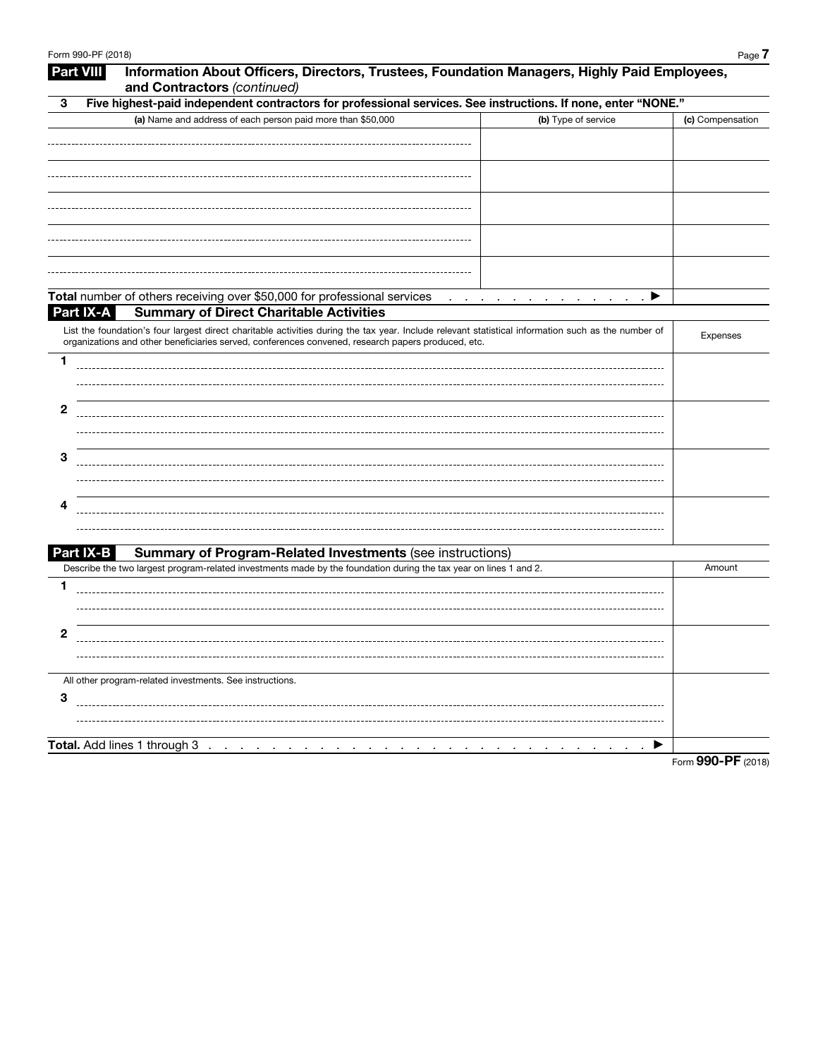## Part VIII Information About Officers, Directors, Trustees, Foundation Managers, Highly Paid Employees, and Contractors *(continued)*

**3 Five highest-paid independent contractors for professional services. See instructions. If none, enter "NONE."**

| **(a)** Name and address of each person paid more than $50,000 | **(b)** Type of service | **(c)** Compensation |
| --- | --- | --- |
| | | |
| | | |
| | | |
| | | |
| | | |
| **Total** number of others receiving over $50,000 for professional services . . . . . . . . . . . . . ▶ | | |

## Part IX-A Summary of Direct Charitable Activities

| List the foundation's four largest direct charitable activities during the tax year. Include relevant statistical information such as the number of organizations and other beneficiaries served, conferences convened, research papers produced, etc. | Expenses |
| --- | --- |
| 1 | |
| 2 | |
| 3 | |
| 4 | |

## Part IX-B Summary of Program-Related Investments (see instructions)

| Describe the two largest program-related investments made by the foundation during the tax year on lines 1 and 2. | Amount |
| --- | --- |
| 1 | |
| 2 | |
| All other program-related investments. See instructions. | |
| 3 | |
| **Total.** Add lines 1 through 3 . . . . . . . . . . . . . . . . . . . . . . . . . . . . . ▶ | |

Form **990-PF** (2018)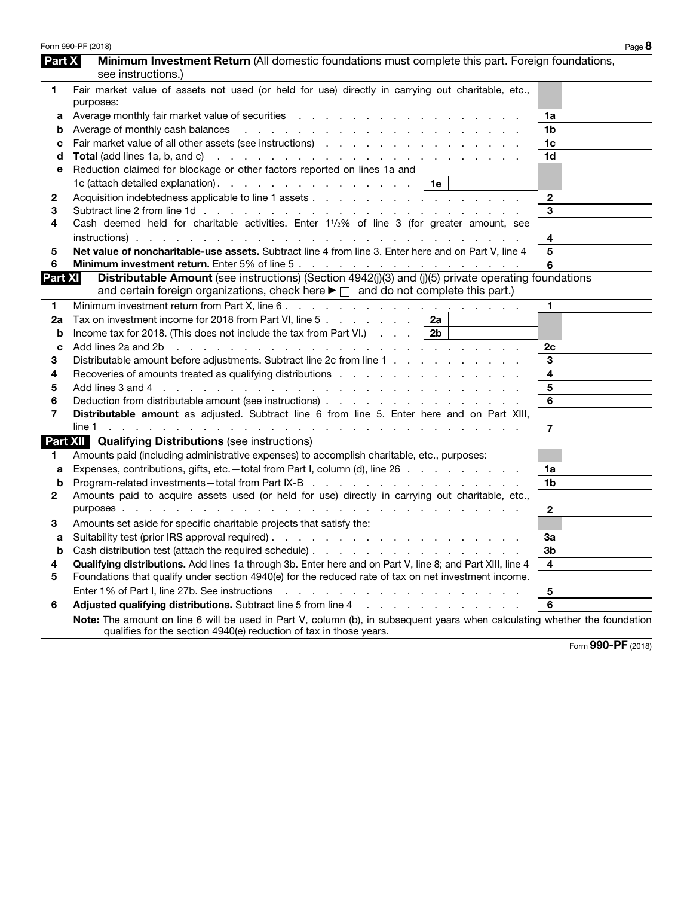## Part X Minimum Investment Return (All domestic foundations must complete this part. Foreign foundations, see instructions.)

| | | | |
|---|---|---|---|
| **1** | Fair market value of assets not used (or held for use) directly in carrying out charitable, etc., purposes: | | |
| **a** | Average monthly fair market value of securities | **1a** | |
| **b** | Average of monthly cash balances | **1b** | |
| **c** | Fair market value of all other assets (see instructions) | **1c** | |
| **d** | **Total** (add lines 1a, b, and c) | **1d** | |
| **e** | Reduction claimed for blockage or other factors reported on lines 1a and 1c (attach detailed explanation) . . . **1e** | | |
| **2** | Acquisition indebtedness applicable to line 1 assets | **2** | |
| **3** | Subtract line 2 from line 1d | **3** | |
| **4** | Cash deemed held for charitable activities. Enter 1½% of line 3 (for greater amount, see instructions) | **4** | |
| **5** | **Net value of noncharitable-use assets.** Subtract line 4 from line 3. Enter here and on Part V, line 4 | **5** | |
| **6** | **Minimum investment return.** Enter 5% of line 5 | **6** | |

## Part XI Distributable Amount (see instructions) (Section 4942(j)(3) and (j)(5) private operating foundations and certain foreign organizations, check here ▶ ☐ and do not complete this part.)

| | | | | | |
|---|---|---|---|---|---|
| **1** | Minimum investment return from Part X, line 6 | | | **1** | |
| **2a** | Tax on investment income for 2018 from Part VI, line 5 | **2a** | | | |
| **b** | Income tax for 2018. (This does not include the tax from Part VI.) | **2b** | | | |
| **c** | Add lines 2a and 2b | | | **2c** | |
| **3** | Distributable amount before adjustments. Subtract line 2c from line 1 | | | **3** | |
| **4** | Recoveries of amounts treated as qualifying distributions | | | **4** | |
| **5** | Add lines 3 and 4 | | | **5** | |
| **6** | Deduction from distributable amount (see instructions) | | | **6** | |
| **7** | **Distributable amount** as adjusted. Subtract line 6 from line 5. Enter here and on Part XIII, line 1 | | | **7** | |

## Part XII Qualifying Distributions (see instructions)

| | | | |
|---|---|---|---|
| **1** | Amounts paid (including administrative expenses) to accomplish charitable, etc., purposes: | | |
| **a** | Expenses, contributions, gifts, etc.—total from Part I, column (d), line 26 | **1a** | |
| **b** | Program-related investments—total from Part IX-B | **1b** | |
| **2** | Amounts paid to acquire assets used (or held for use) directly in carrying out charitable, etc., purposes | **2** | |
| **3** | Amounts set aside for specific charitable projects that satisfy the: | | |
| **a** | Suitability test (prior IRS approval required) | **3a** | |
| **b** | Cash distribution test (attach the required schedule) | **3b** | |
| **4** | **Qualifying distributions.** Add lines 1a through 3b. Enter here and on Part V, line 8; and Part XIII, line 4 | **4** | |
| **5** | Foundations that qualify under section 4940(e) for the reduced rate of tax on net investment income. Enter 1% of Part I, line 27b. See instructions | **5** | |
| **6** | **Adjusted qualifying distributions.** Subtract line 5 from line 4 | **6** | |

**Note:** The amount on line 6 will be used in Part V, column (b), in subsequent years when calculating whether the foundation qualifies for the section 4940(e) reduction of tax in those years.

Form **990-PF** (2018)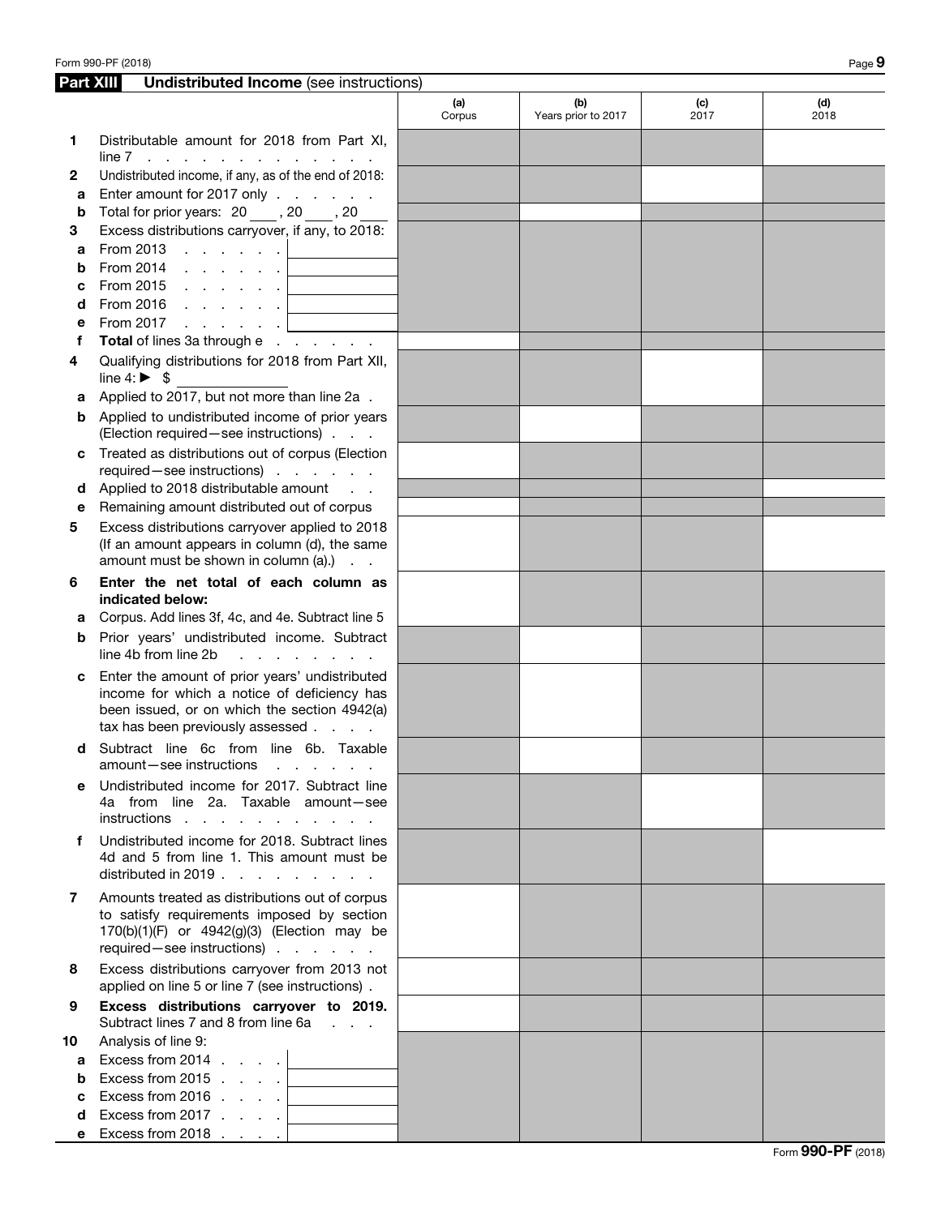## Part XIII Undistributed Income (see instructions)

| | | (a) Corpus | (b) Years prior to 2017 | (c) 2017 | (d) 2018 |
|---|---|---|---|---|---|
| **1** | Distributable amount for 2018 from Part XI, line 7 | | | | |
| **2** | Undistributed income, if any, as of the end of 2018: | | | | |
| **a** | Enter amount for 2017 only | | | | |
| **b** | Total for prior years: 20 ___ , 20 ___ , 20 ___ | | | | |
| **3** | Excess distributions carryover, if any, to 2018: | | | | |
| **a** | From 2013 ______ | | | | |
| **b** | From 2014 ______ | | | | |
| **c** | From 2015 ______ | | | | |
| **d** | From 2016 ______ | | | | |
| **e** | From 2017 ______ | | | | |
| **f** | **Total** of lines 3a through e | | | | |
| **4** | Qualifying distributions for 2018 from Part XII, line 4: ► $ ______ | | | | |
| **a** | Applied to 2017, but not more than line 2a | | | | |
| **b** | Applied to undistributed income of prior years (Election required—see instructions) | | | | |
| **c** | Treated as distributions out of corpus (Election required—see instructions) | | | | |
| **d** | Applied to 2018 distributable amount | | | | |
| **e** | Remaining amount distributed out of corpus | | | | |
| **5** | Excess distributions carryover applied to 2018 (If an amount appears in column (d), the same amount must be shown in column (a).) | | | | |
| **6** | **Enter the net total of each column as indicated below:** | | | | |
| **a** | Corpus. Add lines 3f, 4c, and 4e. Subtract line 5 | | | | |
| **b** | Prior years' undistributed income. Subtract line 4b from line 2b | | | | |
| **c** | Enter the amount of prior years' undistributed income for which a notice of deficiency has been issued, or on which the section 4942(a) tax has been previously assessed | | | | |
| **d** | Subtract line 6c from line 6b. Taxable amount—see instructions | | | | |
| **e** | Undistributed income for 2017. Subtract line 4a from line 2a. Taxable amount—see instructions | | | | |
| **f** | Undistributed income for 2018. Subtract lines 4d and 5 from line 1. This amount must be distributed in 2019 | | | | |
| **7** | Amounts treated as distributions out of corpus to satisfy requirements imposed by section 170(b)(1)(F) or 4942(g)(3) (Election may be required—see instructions) | | | | |
| **8** | Excess distributions carryover from 2013 not applied on line 5 or line 7 (see instructions) | | | | |
| **9** | **Excess distributions carryover to 2019.** Subtract lines 7 and 8 from line 6a | | | | |
| **10** | Analysis of line 9: | | | | |
| **a** | Excess from 2014 ______ | | | | |
| **b** | Excess from 2015 ______ | | | | |
| **c** | Excess from 2016 ______ | | | | |
| **d** | Excess from 2017 ______ | | | | |
| **e** | Excess from 2018 ______ | | | | |

Form **990-PF** (2018)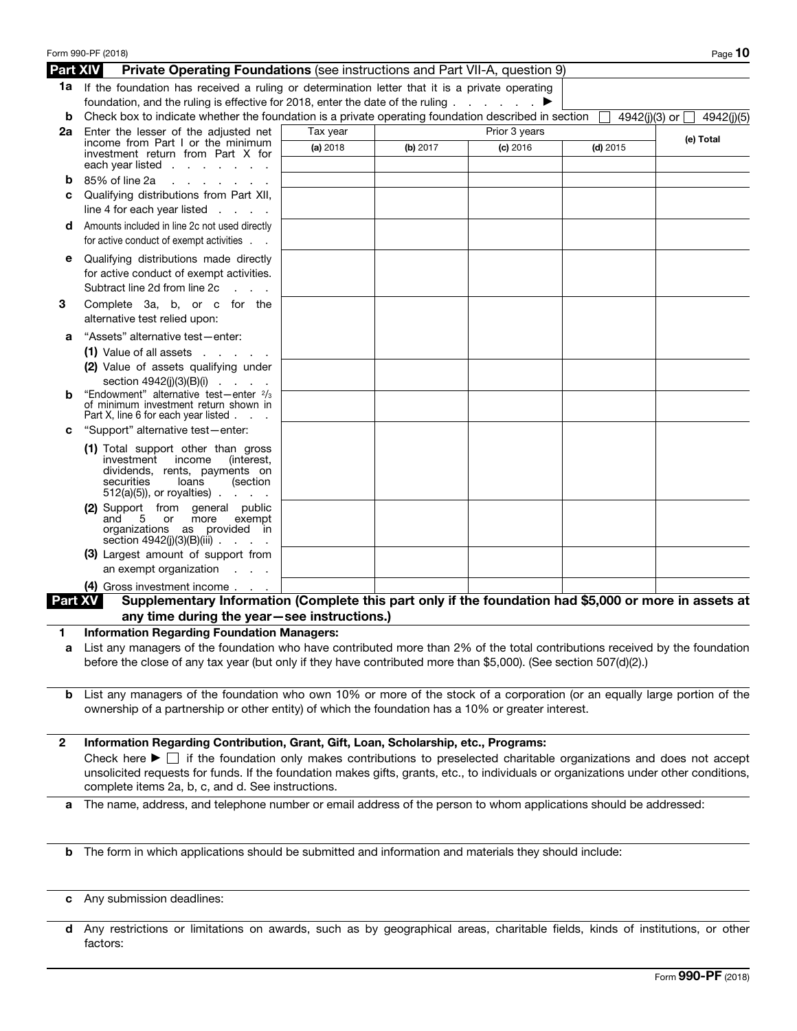## Part XIV Private Operating Foundations (see instructions and Part VII-A, question 9)

**1a** If the foundation has received a ruling or determination letter that it is a private operating foundation, and the ruling is effective for 2018, enter the date of the ruling . . . . . . . ▶

**b** Check box to indicate whether the foundation is a private operating foundation described in section ☐ 4942(j)(3) or ☐ 4942(j)(5)

| | Tax year | Prior 3 years | | | (e) Total |
|---|---|---|---|---|---|
| | (a) 2018 | (b) 2017 | (c) 2016 | (d) 2015 | |
| **2a** Enter the lesser of the adjusted net income from Part I or the minimum investment return from Part X for each year listed | | | | | |
| **b** 85% of line 2a | | | | | |
| **c** Qualifying distributions from Part XII, line 4 for each year listed | | | | | |
| **d** Amounts included in line 2c not used directly for active conduct of exempt activities | | | | | |
| **e** Qualifying distributions made directly for active conduct of exempt activities. Subtract line 2d from line 2c | | | | | |
| **3** Complete 3a, b, or c for the alternative test relied upon: | | | | | |
| **a** "Assets" alternative test—enter: (1) Value of all assets | | | | | |
| (2) Value of assets qualifying under section 4942(j)(3)(B)(i) | | | | | |
| **b** "Endowment" alternative test—enter ²/₃ of minimum investment return shown in Part X, line 6 for each year listed | | | | | |
| **c** "Support" alternative test—enter: (1) Total support other than gross investment income (interest, dividends, rents, payments on securities loans (section 512(a)(5)), or royalties) | | | | | |
| (2) Support from general public and 5 or more exempt organizations as provided in section 4942(j)(3)(B)(iii) | | | | | |
| (3) Largest amount of support from an exempt organization | | | | | |
| (4) Gross investment income | | | | | |

## Part XV Supplementary Information (Complete this part only if the foundation had $5,000 or more in assets at any time during the year—see instructions.)

**1 Information Regarding Foundation Managers:**

**a** List any managers of the foundation who have contributed more than 2% of the total contributions received by the foundation before the close of any tax year (but only if they have contributed more than $5,000). (See section 507(d)(2).)

**b** List any managers of the foundation who own 10% or more of the stock of a corporation (or an equally large portion of the ownership of a partnership or other entity) of which the foundation has a 10% or greater interest.

**2 Information Regarding Contribution, Grant, Gift, Loan, Scholarship, etc., Programs:**

Check here ▶ ☐ if the foundation only makes contributions to preselected charitable organizations and does not accept unsolicited requests for funds. If the foundation makes gifts, grants, etc., to individuals or organizations under other conditions, complete items 2a, b, c, and d. See instructions.

**a** The name, address, and telephone number or email address of the person to whom applications should be addressed:

**b** The form in which applications should be submitted and information and materials they should include:

**c** Any submission deadlines:

**d** Any restrictions or limitations on awards, such as by geographical areas, charitable fields, kinds of institutions, or other factors: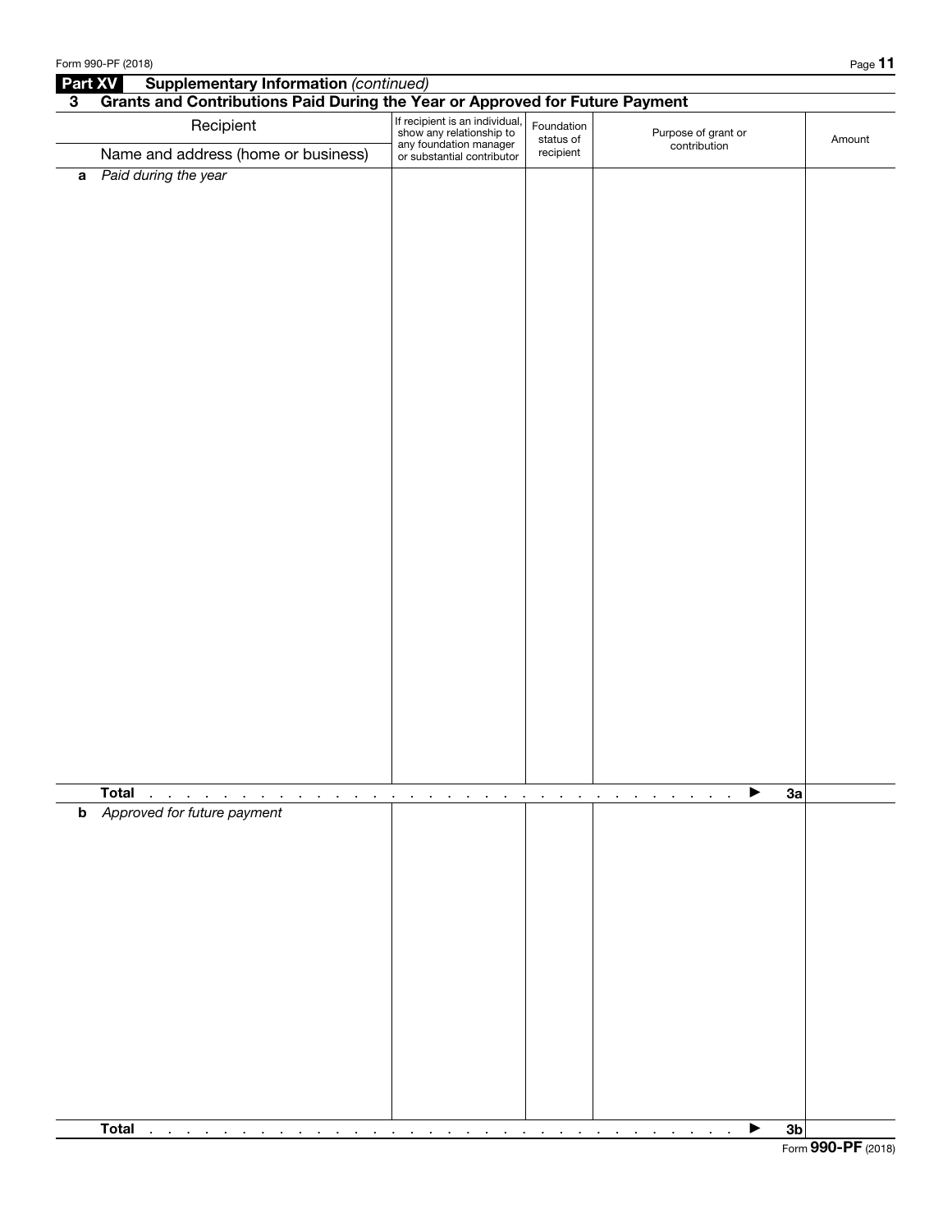**Part XV Supplementary Information** *(continued)*

**3 Grants and Contributions Paid During the Year or Approved for Future Payment**

| Recipient<br>Name and address (home or business) | If recipient is an individual, show any relationship to any foundation manager or substantial contributor | Foundation status of recipient | Purpose of grant or contribution | Amount |
|---|---|---|---|---|
| **a** *Paid during the year* | | | | |
| **Total** . . . . . . . . . . . . . . . . . . . . . . . . . . . . . . . . . . ► **3a** | | | | |
| **b** *Approved for future payment* | | | | |
| **Total** . . . . . . . . . . . . . . . . . . . . . . . . . . . . . . . . . . ► **3b** | | | | |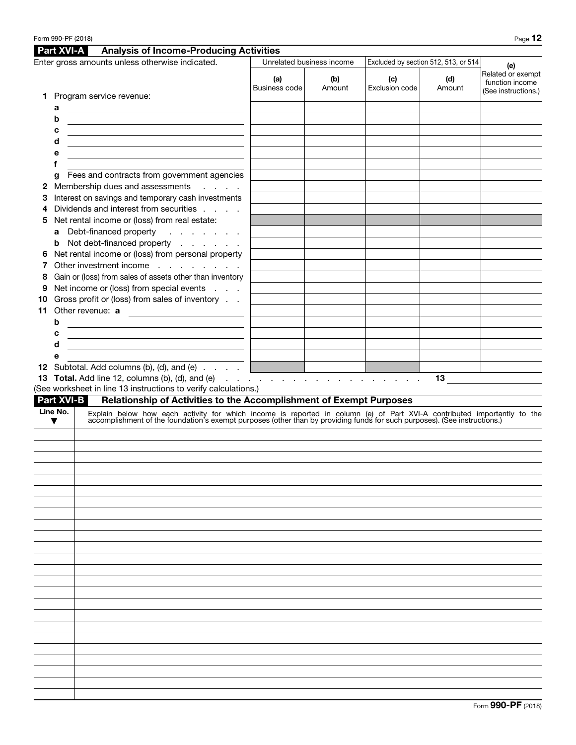## Part XVI-A Analysis of Income-Producing Activities

| Enter gross amounts unless otherwise indicated. | Unrelated business income | | Excluded by section 512, 513, or 514 | | (e) Related or exempt function income (See instructions.) |
|---|---|---|---|---|---|
| | (a) Business code | (b) Amount | (c) Exclusion code | (d) Amount | |
| **1** Program service revenue: | | | | | |
| a | | | | | |
| b | | | | | |
| c | | | | | |
| d | | | | | |
| e | | | | | |
| f | | | | | |
| g Fees and contracts from government agencies | | | | | |
| **2** Membership dues and assessments | | | | | |
| **3** Interest on savings and temporary cash investments | | | | | |
| **4** Dividends and interest from securities | | | | | |
| **5** Net rental income or (loss) from real estate: | | | | | |
| a Debt-financed property | | | | | |
| b Not debt-financed property | | | | | |
| **6** Net rental income or (loss) from personal property | | | | | |
| **7** Other investment income | | | | | |
| **8** Gain or (loss) from sales of assets other than inventory | | | | | |
| **9** Net income or (loss) from special events | | | | | |
| **10** Gross profit or (loss) from sales of inventory | | | | | |
| **11** Other revenue: a | | | | | |
| b | | | | | |
| c | | | | | |
| d | | | | | |
| e | | | | | |
| **12** Subtotal. Add columns (b), (d), and (e) | | | | | |

**13 Total.** Add line 12, columns (b), (d), and (e) . . . . . . . . . . . . . . . . . . **13** ____________

(See worksheet in line 13 instructions to verify calculations.)

## Part XVI-B Relationship of Activities to the Accomplishment of Exempt Purposes

| Line No. ▼ | Explain below how each activity for which income is reported in column (e) of Part XVI-A contributed importantly to the accomplishment of the foundation's exempt purposes (other than by providing funds for such purposes). (See instructions.) |
|---|---|
| | |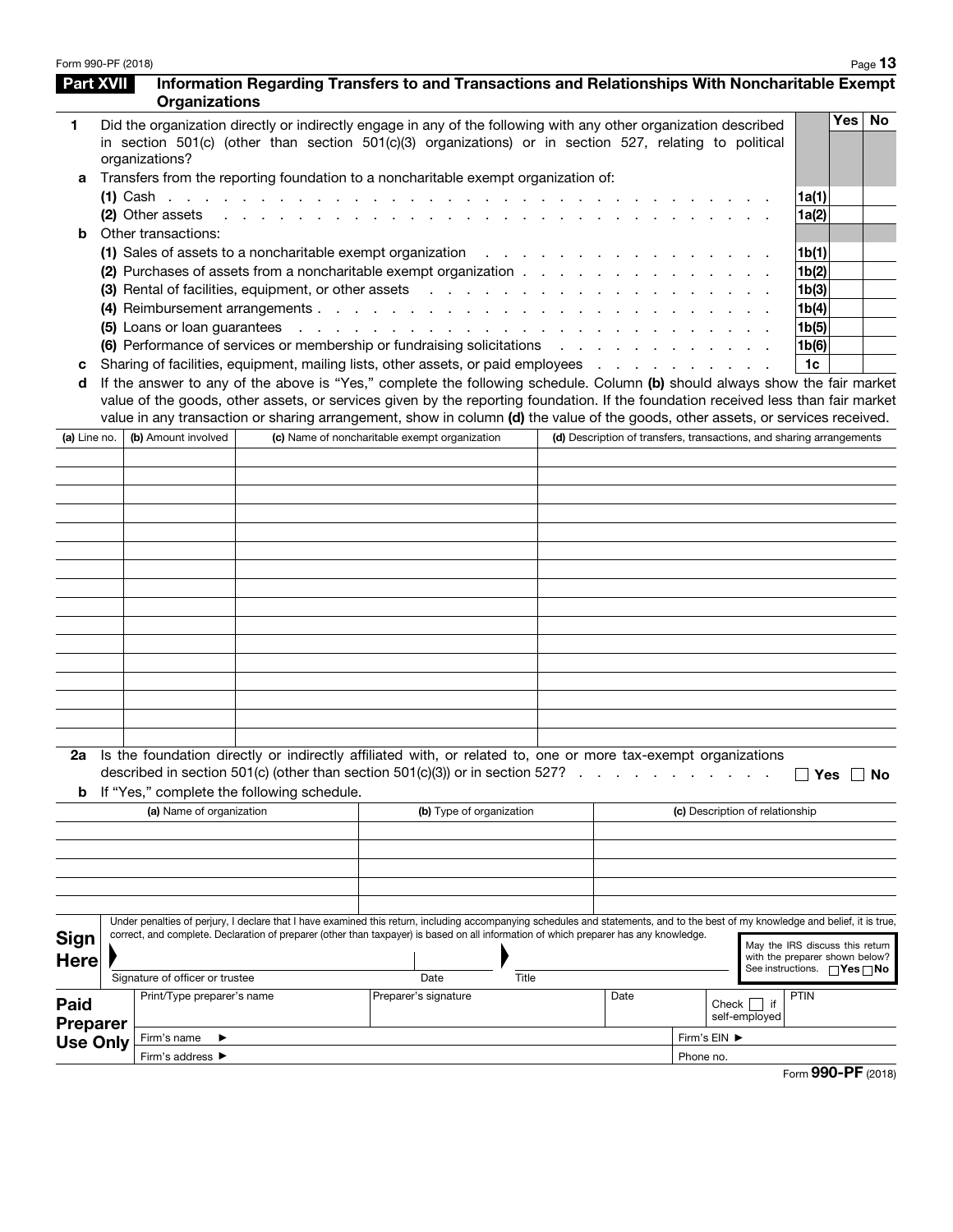## Part XVII Information Regarding Transfers to and Transactions and Relationships With Noncharitable Exempt Organizations

| | | | Yes | No |
|---|---|---|---|---|
| **1** | Did the organization directly or indirectly engage in any of the following with any other organization described in section 501(c) (other than section 501(c)(3) organizations) or in section 527, relating to political organizations? | | | |
| **a** | Transfers from the reporting foundation to a noncharitable exempt organization of: | | | |
| | **(1)** Cash | 1a(1) | | |
| | **(2)** Other assets | 1a(2) | | |
| **b** | Other transactions: | | | |
| | **(1)** Sales of assets to a noncharitable exempt organization | 1b(1) | | |
| | **(2)** Purchases of assets from a noncharitable exempt organization | 1b(2) | | |
| | **(3)** Rental of facilities, equipment, or other assets | 1b(3) | | |
| | **(4)** Reimbursement arrangements | 1b(4) | | |
| | **(5)** Loans or loan guarantees | 1b(5) | | |
| | **(6)** Performance of services or membership or fundraising solicitations | 1b(6) | | |
| **c** | Sharing of facilities, equipment, mailing lists, other assets, or paid employees | 1c | | |

**d** If the answer to any of the above is "Yes," complete the following schedule. Column **(b)** should always show the fair market value of the goods, other assets, or services given by the reporting foundation. If the foundation received less than fair market value in any transaction or sharing arrangement, show in column **(d)** the value of the goods, other assets, or services received.

| (a) Line no. | (b) Amount involved | (c) Name of noncharitable exempt organization | (d) Description of transfers, transactions, and sharing arrangements |
|---|---|---|---|
| | | | |
| | | | |
| | | | |
| | | | |
| | | | |
| | | | |
| | | | |
| | | | |
| | | | |
| | | | |
| | | | |
| | | | |
| | | | |
| | | | |
| | | | |
| | | | |

**2a** Is the foundation directly or indirectly affiliated with, or related to, one or more tax-exempt organizations described in section 501(c) (other than section 501(c)(3)) or in section 527? ☐ **Yes** ☐ **No**

**b** If "Yes," complete the following schedule.

| (a) Name of organization | (b) Type of organization | (c) Description of relationship |
|---|---|---|
| | | |
| | | |
| | | |
| | | |
| | | |

**Sign Here**

Under penalties of perjury, I declare that I have examined this return, including accompanying schedules and statements, and to the best of my knowledge and belief, it is true, correct, and complete. Declaration of preparer (other than taxpayer) is based on all information of which preparer has any knowledge.

| Signature of officer or trustee | Date | Title | May the IRS discuss this return with the preparer shown below? See instructions. ☐ **Yes** ☐ **No** |
|---|---|---|---|

**Paid Preparer Use Only**

| Print/Type preparer's name | Preparer's signature | Date | Check ☐ if self-employed | PTIN |
|---|---|---|---|---|
| Firm's name ► | | | Firm's EIN ► | |
| Firm's address ► | | | Phone no. | |

Form **990-PF** (2018)